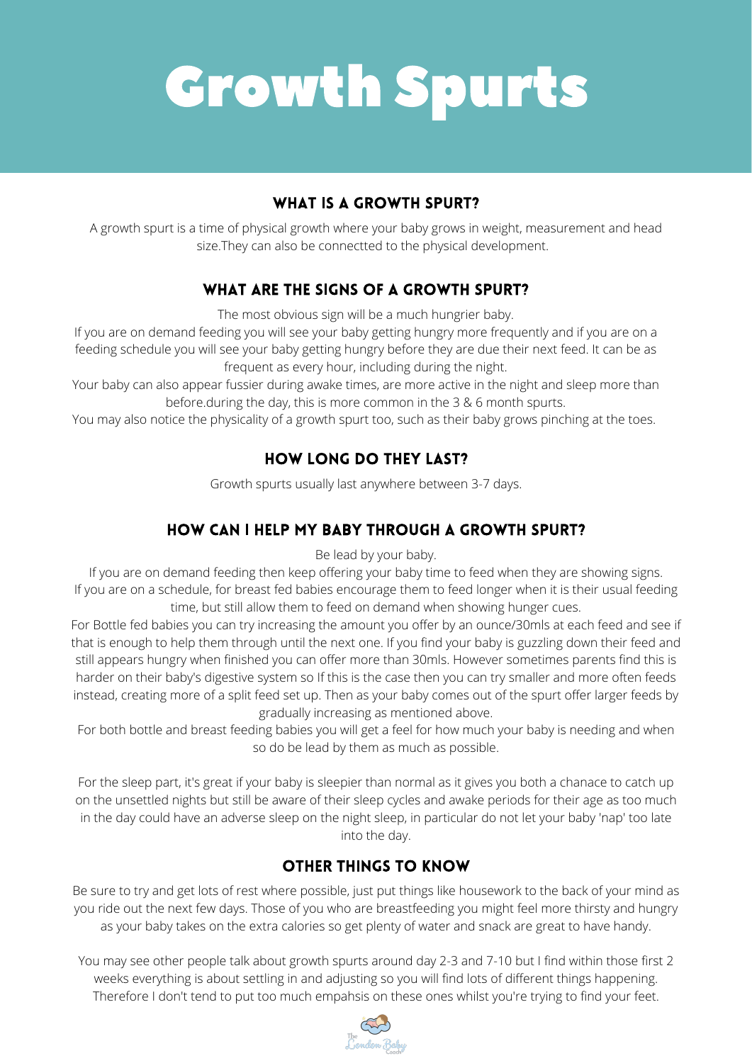# Growth Spurts

## WHAT IS A GROWTH SPURT?

A growth spurt is a time of physical growth where your baby grows in weight, measurement and head size.They can also be connectted to the physical development.

## WHAT ARE THE SIGNS OF A GROWTH SPURT?

The most obvious sign will be a much hungrier baby.

If you are on demand feeding you will see your baby getting hungry more frequently and if you are on a feeding schedule you will see your baby getting hungry before they are due their next feed. It can be as frequent as every hour, including during the night.

Your baby can also appear fussier during awake times, are more active in the night and sleep more than before.during the day, this is more common in the 3 & 6 month spurts.

You may also notice the physicality of a growth spurt too, such as their baby grows pinching at the toes.

## HOW LONG DO THEY LAST?

Growth spurts usually last anywhere between 3-7 days.

## HOW CAN I HELP MY BABY THROUGH A GROWTH SPURT?

Be lead by your baby.

If you are on demand feeding then keep offering your baby time to feed when they are showing signs. If you are on a schedule, for breast fed babies encourage them to feed longer when it is their usual feeding time, but still allow them to feed on demand when showing hunger cues.

For Bottle fed babies you can try increasing the amount you offer by an ounce/30mls at each feed and see if that is enough to help them through until the next one. If you find your baby is guzzling down their feed and still appears hungry when finished you can offer more than 30mls. However sometimes parents find this is harder on their baby's digestive system so If this is the case then you can try smaller and more often feeds instead, creating more of a split feed set up. Then as your baby comes out of the spurt offer larger feeds by gradually increasing as mentioned above.

For both bottle and breast feeding babies you will get a feel for how much your baby is needing and when so do be lead by them as much as possible.

For the sleep part, it's great if your baby is sleepier than normal as it gives you both a chanace to catch up on the unsettled nights but still be aware of their sleep cycles and awake periods for their age as too much in the day could have an adverse sleep on the night sleep, in particular do not let your baby 'nap' too late into the day.

## OTHER THINGS TO KNOW

Be sure to try and get lots of rest where possible, just put things like housework to the back of your mind as you ride out the next few days. Those of you who are breastfeeding you might feel more thirsty and hungry as your baby takes on the extra calories so get plenty of water and snack are great to have handy.

You may see other people talk about growth spurts around day 2-3 and 7-10 but I find within those first 2 weeks everything is about settling in and adjusting so you will find lots of different things happening. Therefore I don't tend to put too much empahsis on these ones whilst you're trying to find your feet.

The London Baby Coach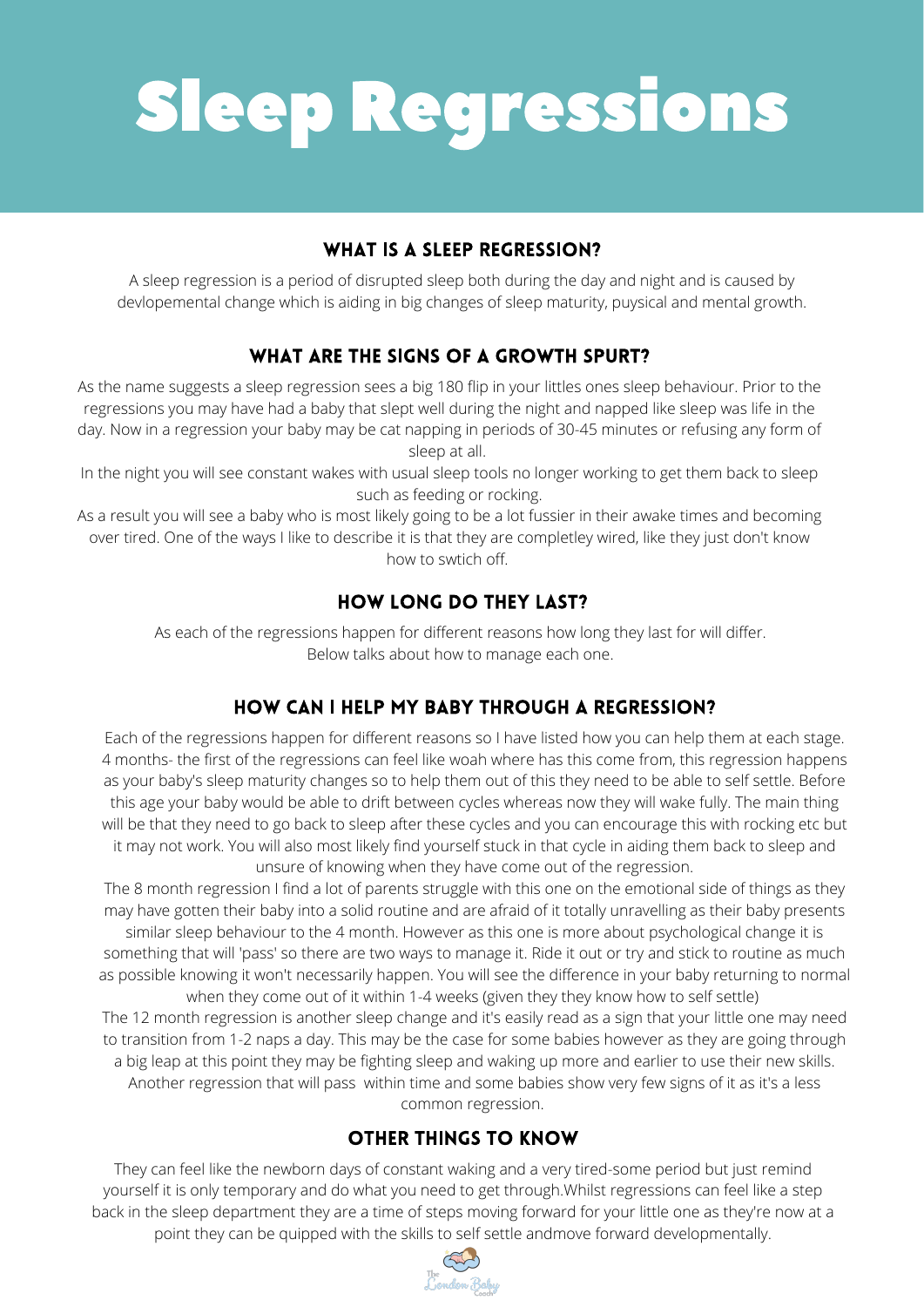# Sleep Regressions

## WHAT IS A SLEEP REGRESSION?

A sleep regression is a period of disrupted sleep both during the day and night and is caused by devlopemental change which is aiding in big changes of sleep maturity, puysical and mental growth.

## WHAT ARE THE SIGNS OF A GROWTH SPURT?

As the name suggests a sleep regression sees a big 180 flip in your littles ones sleep behaviour. Prior to the regressions you may have had a baby that slept well during the night and napped like sleep was life in the day. Now in a regression your baby may be cat napping in periods of 30-45 minutes or refusing any form of sleep at all.

In the night you will see constant wakes with usual sleep tools no longer working to get them back to sleep such as feeding or rocking.

As a result you will see a baby who is most likely going to be a lot fussier in their awake times and becoming over tired. One of the ways I like to describe it is that they are completley wired, like they just don't know how to swtich off.

## HOW LONG DO THEY LAST?

As each of the regressions happen for different reasons how long they last for will differ.
Below talks about how to manage each one.

## HOW CAN I HELP MY BABY THROUGH A REGRESSION?

Each of the regressions happen for different reasons so I have listed how you can help them at each stage.

4 months- the first of the regressions can feel like woah where has this come from, this regression happens as your baby's sleep maturity changes so to help them out of this they need to be able to self settle. Before this age your baby would be able to drift between cycles whereas now they will wake fully. The main thing will be that they need to go back to sleep after these cycles and you can encourage this with rocking etc but it may not work. You will also most likely find yourself stuck in that cycle in aiding them back to sleep and unsure of knowing when they have come out of the regression.

The 8 month regression I find a lot of parents struggle with this one on the emotional side of things as they may have gotten their baby into a solid routine and are afraid of it totally unravelling as their baby presents similar sleep behaviour to the 4 month. However as this one is more about psychological change it is something that will 'pass' so there are two ways to manage it. Ride it out or try and stick to routine as much as possible knowing it won't necessarily happen. You will see the difference in your baby returning to normal when they come out of it within 1-4 weeks (given they they know how to self settle)

The 12 month regression is another sleep change and it's easily read as a sign that your little one may need to transition from 1-2 naps a day. This may be the case for some babies however as they are going through a big leap at this point they may be fighting sleep and waking up more and earlier to use their new skills. Another regression that will pass within time and some babies show very few signs of it as it's a less common regression.

## OTHER THINGS TO KNOW

They can feel like the newborn days of constant waking and a very tired-some period but just remind yourself it is only temporary and do what you need to get through.Whilst regressions can feel like a step back in the sleep department they are a time of steps moving forward for your little one as they're now at a point they can be quipped with the skills to self settle andmove forward developmentally.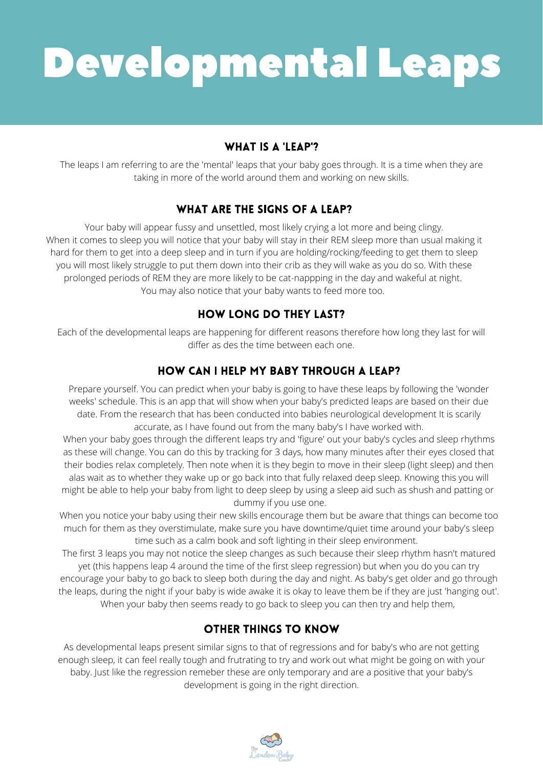# Developmental Leaps

## WHAT IS A 'LEAP'?

The leaps I am referring to are the 'mental' leaps that your baby goes through. It is a time when they are taking in more of the world around them and working on new skills.

## WHAT ARE THE SIGNS OF A LEAP?

Your baby will appear fussy and unsettled, most likely crying a lot more and being clingy. When it comes to sleep you will notice that your baby will stay in their REM sleep more than usual making it hard for them to get into a deep sleep and in turn if you are holding/rocking/feeding to get them to sleep you will most likely struggle to put them down into their crib as they will wake as you do so. With these prolonged periods of REM they are more likely to be cat-nappping in the day and wakeful at night. You may also notice that your baby wants to feed more too.

## HOW LONG DO THEY LAST?

Each of the developmental leaps are happening for different reasons therefore how long they last for will differ as des the time between each one.

## HOW CAN I HELP MY BABY THROUGH A LEAP?

Prepare yourself. You can predict when your baby is going to have these leaps by following the 'wonder weeks' schedule. This is an app that will show when your baby's predicted leaps are based on their due date. From the research that has been conducted into babies neurological development It is scarily accurate, as I have found out from the many baby's I have worked with.

When your baby goes through the different leaps try and 'figure' out your baby's cycles and sleep rhythms as these will change. You can do this by tracking for 3 days, how many minutes after their eyes closed that their bodies relax completely. Then note when it is they begin to move in their sleep (light sleep) and then alas wait as to whether they wake up or go back into that fully relaxed deep sleep. Knowing this you will might be able to help your baby from light to deep sleep by using a sleep aid such as shush and patting or dummy if you use one.

When you notice your baby using their new skills encourage them but be aware that things can become too much for them as they overstimulate, make sure you have downtime/quiet time around your baby's sleep time such as a calm book and soft lighting in their sleep environment.

The first 3 leaps you may not notice the sleep changes as such because their sleep rhythm hasn't matured yet (this happens leap 4 around the time of the first sleep regression) but when you do you can try encourage your baby to go back to sleep both during the day and night. As baby's get older and go through the leaps, during the night if your baby is wide awake it is okay to leave them be if they are just 'hanging out'. When your baby then seems ready to go back to sleep you can then try and help them,

## OTHER THINGS TO KNOW

As developmental leaps present similar signs to that of regressions and for baby's who are not getting enough sleep, it can feel really tough and frutrating to try and work out what might be going on with your baby. Just like the regression remeber these are only temporary and are a positive that your baby's development is going in the right direction.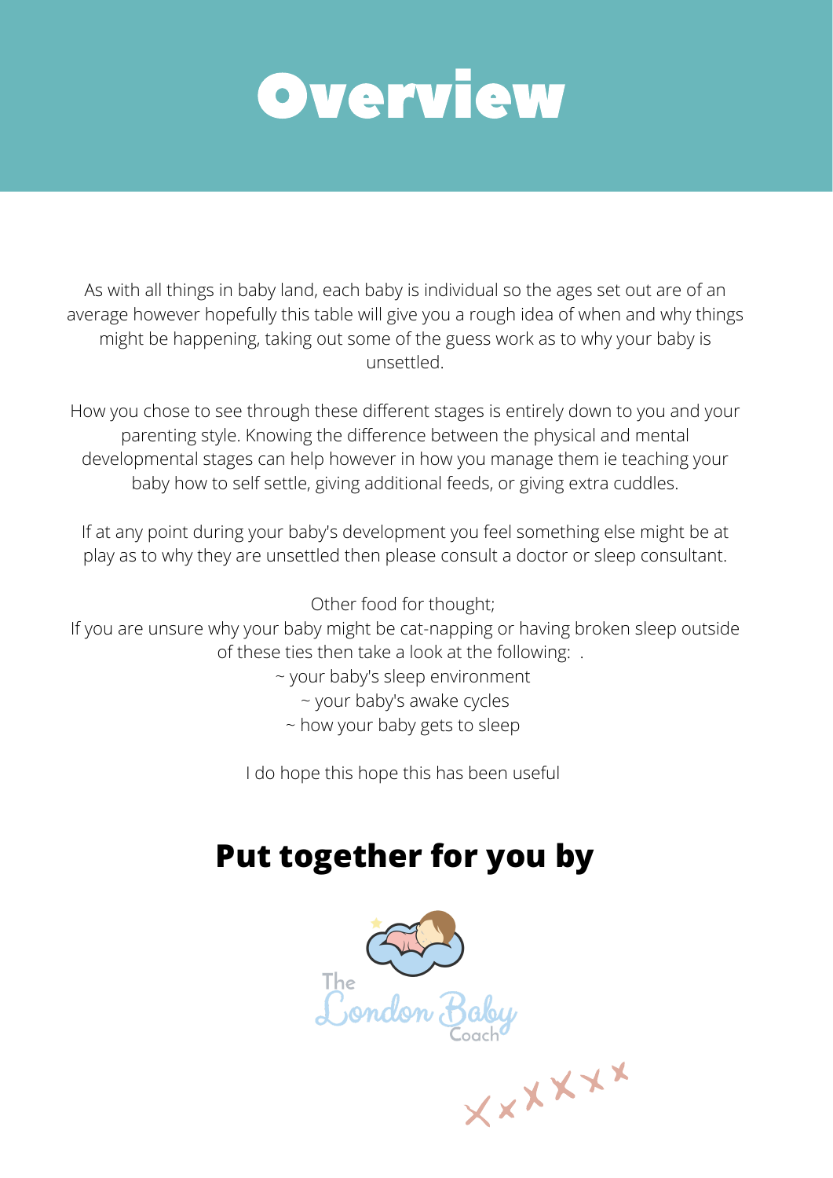# Overview

As with all things in baby land, each baby is individual so the ages set out are of an average however hopefully this table will give you a rough idea of when and why things might be happening, taking out some of the guess work as to why your baby is unsettled.

How you chose to see through these different stages is entirely down to you and your parenting style. Knowing the difference between the physical and mental developmental stages can help however in how you manage them ie teaching your baby how to self settle, giving additional feeds, or giving extra cuddles.

If at any point during your baby's development you feel something else might be at play as to why they are unsettled then please consult a doctor or sleep consultant.

Other food for thought;
If you are unsure why your baby might be cat-napping or having broken sleep outside of these ties then take a look at the following: .
~ your baby's sleep environment
~ your baby's awake cycles
~ how your baby gets to sleep

I do hope this hope this has been useful

## Put together for you by

The London Baby Coach

xxxxxx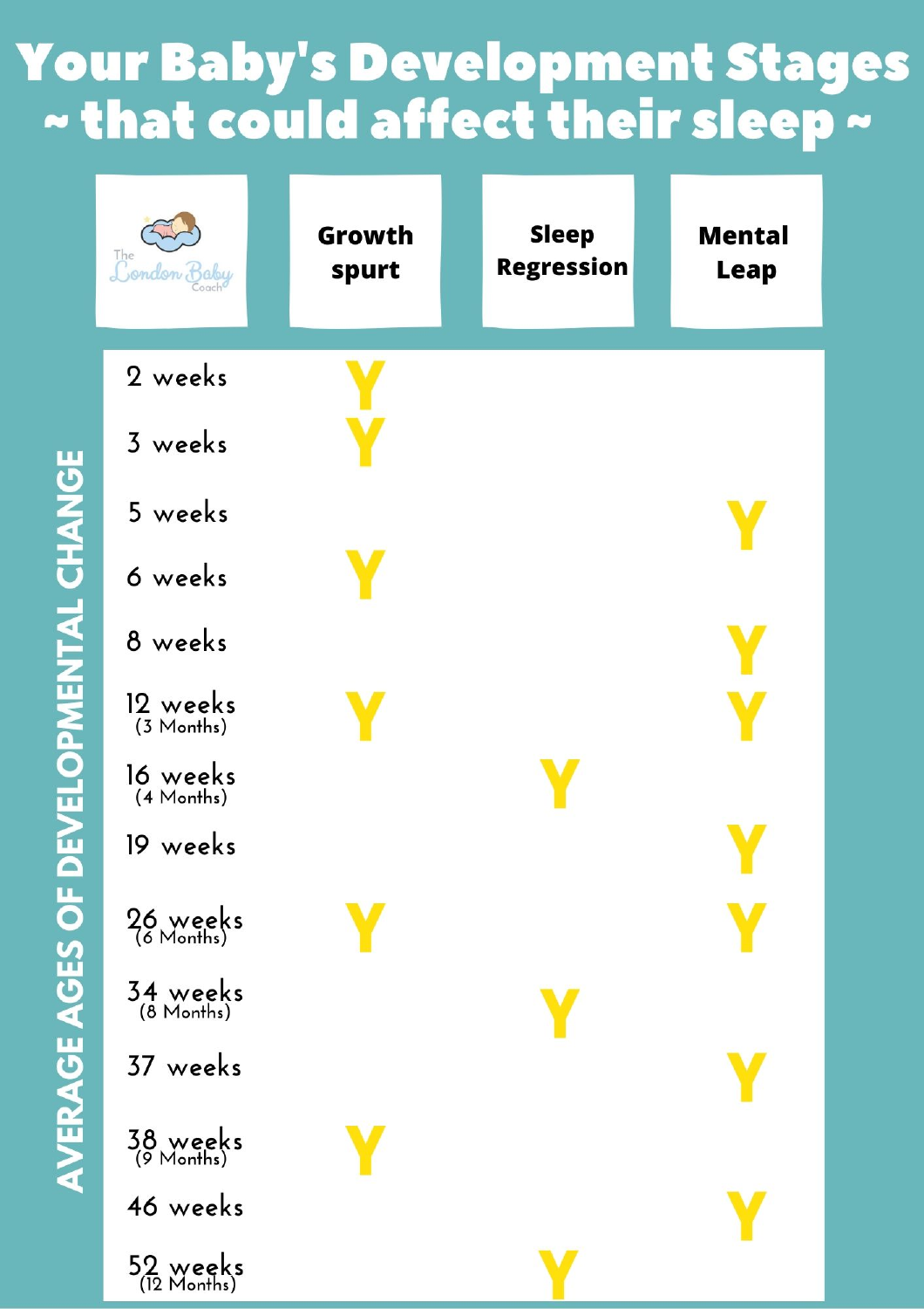# Your Baby's Development Stages

## ~ that could affect their sleep ~

The London Baby Coach

AVERAGE AGES OF DEVELOPMENTAL CHANGE

| | Growth spurt | Sleep Regression | Mental Leap |
|---|---|---|---|
| 2 weeks | Y | | |
| 3 weeks | Y | | |
| 5 weeks | | | Y |
| 6 weeks | Y | | |
| 8 weeks | | | Y |
| 12 weeks (3 Months) | Y | | Y |
| 16 weeks (4 Months) | | Y | |
| 19 weeks | | | Y |
| 26 weeks (6 Months) | Y | | Y |
| 34 weeks (8 Months) | | Y | |
| 37 weeks | | | Y |
| 38 weeks (9 Months) | Y | | |
| 46 weeks | | | Y |
| 52 weeks (12 Months) | | Y | |